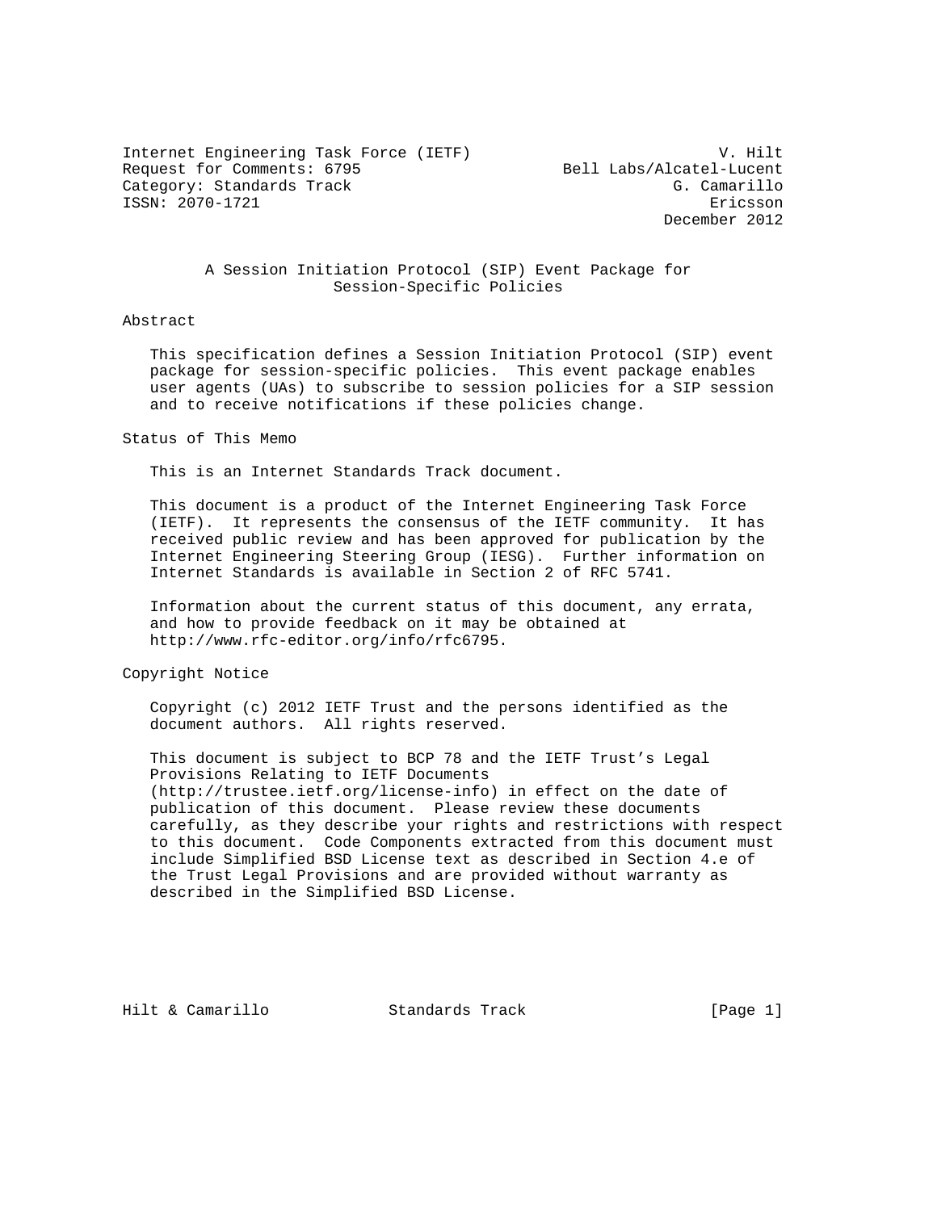Internet Engineering Task Force (IETF) V. Hilt
Request for Comments: 6795 Bell Labs/Alcatel-Lucent
Category: Standards Track G. Camarillo
ISSN: 2070-1721 Ericsson
December 2012

# A Session Initiation Protocol (SIP) Event Package for Session-Specific Policies

## Abstract

This specification defines a Session Initiation Protocol (SIP) event package for session-specific policies. This event package enables user agents (UAs) to subscribe to session policies for a SIP session and to receive notifications if these policies change.

## Status of This Memo

This is an Internet Standards Track document.

This document is a product of the Internet Engineering Task Force (IETF). It represents the consensus of the IETF community. It has received public review and has been approved for publication by the Internet Engineering Steering Group (IESG). Further information on Internet Standards is available in Section 2 of RFC 5741.

Information about the current status of this document, any errata, and how to provide feedback on it may be obtained at http://www.rfc-editor.org/info/rfc6795.

## Copyright Notice

Copyright (c) 2012 IETF Trust and the persons identified as the document authors. All rights reserved.

This document is subject to BCP 78 and the IETF Trust's Legal Provisions Relating to IETF Documents (http://trustee.ietf.org/license-info) in effect on the date of publication of this document. Please review these documents carefully, as they describe your rights and restrictions with respect to this document. Code Components extracted from this document must include Simplified BSD License text as described in Section 4.e of the Trust Legal Provisions and are provided without warranty as described in the Simplified BSD License.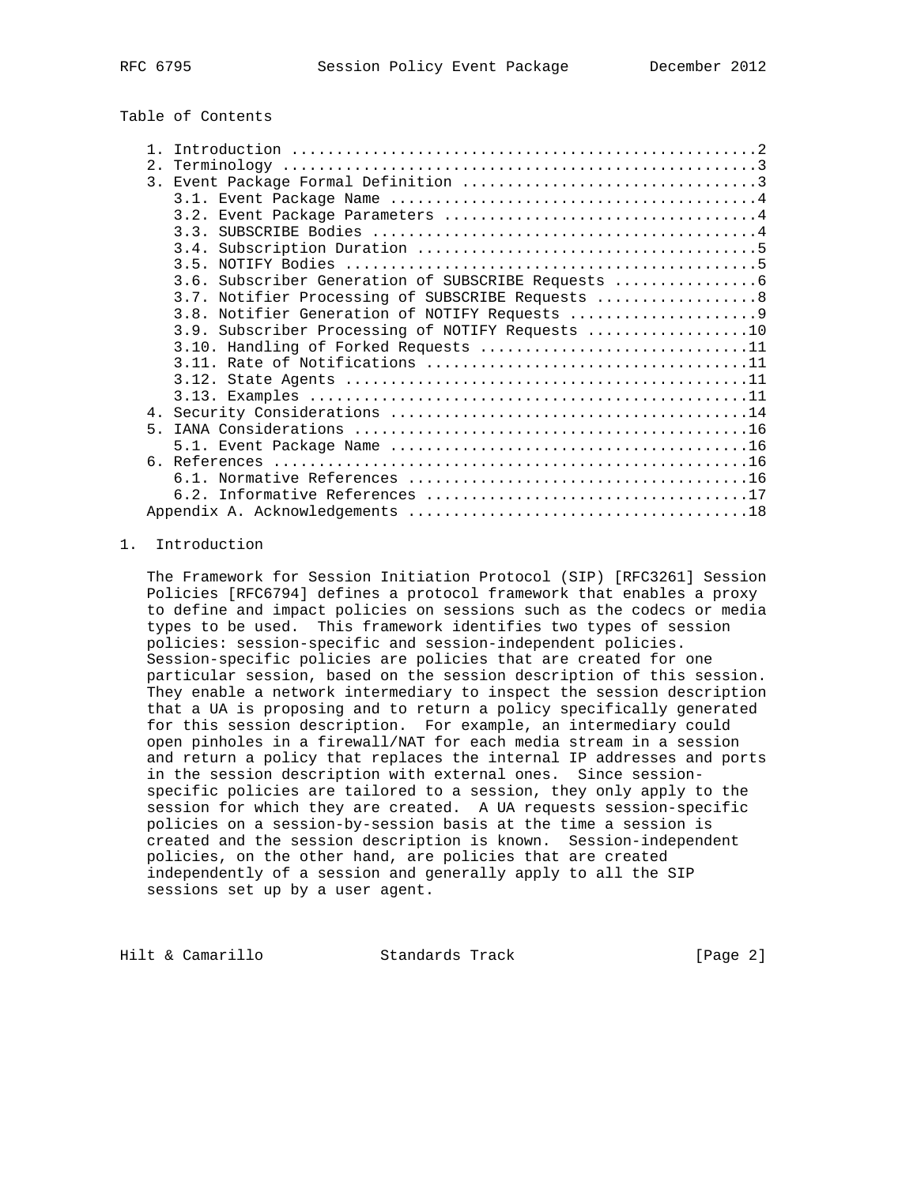Table of Contents

```
   1. Introduction ....................................................2
   2. Terminology .....................................................3
   3. Event Package Formal Definition .................................3
      3.1. Event Package Name .........................................4
      3.2. Event Package Parameters ...................................4
      3.3. SUBSCRIBE Bodies ...........................................4
      3.4. Subscription Duration ......................................5
      3.5. NOTIFY Bodies ..............................................5
      3.6. Subscriber Generation of SUBSCRIBE Requests ................6
      3.7. Notifier Processing of SUBSCRIBE Requests ..................8
      3.8. Notifier Generation of NOTIFY Requests .....................9
      3.9. Subscriber Processing of NOTIFY Requests ..................10
      3.10. Handling of Forked Requests ..............................11
      3.11. Rate of Notifications ....................................11
      3.12. State Agents .............................................11
      3.13. Examples .................................................11
   4. Security Considerations ........................................14
   5. IANA Considerations ............................................16
      5.1. Event Package Name ........................................16
   6. References .....................................................16
      6.1. Normative References ......................................16
      6.2. Informative References ....................................17
   Appendix A. Acknowledgements ......................................18
```

# 1. Introduction

The Framework for Session Initiation Protocol (SIP) [RFC3261] Session Policies [RFC6794] defines a protocol framework that enables a proxy to define and impact policies on sessions such as the codecs or media types to be used. This framework identifies two types of session policies: session-specific and session-independent policies. Session-specific policies are policies that are created for one particular session, based on the session description of this session. They enable a network intermediary to inspect the session description that a UA is proposing and to return a policy specifically generated for this session description. For example, an intermediary could open pinholes in a firewall/NAT for each media stream in a session and return a policy that replaces the internal IP addresses and ports in the session description with external ones. Since session-specific policies are tailored to a session, they only apply to the session for which they are created. A UA requests session-specific policies on a session-by-session basis at the time a session is created and the session description is known. Session-independent policies, on the other hand, are policies that are created independently of a session and generally apply to all the SIP sessions set up by a user agent.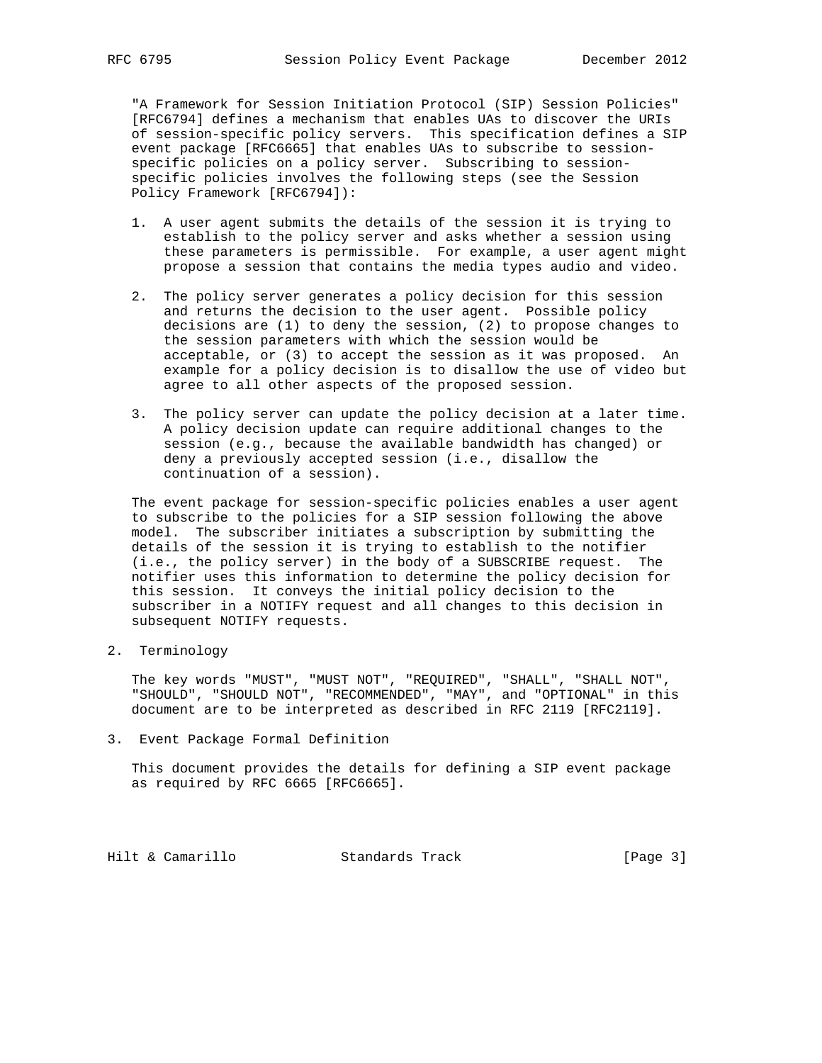"A Framework for Session Initiation Protocol (SIP) Session Policies" [RFC6794] defines a mechanism that enables UAs to discover the URIs of session-specific policy servers. This specification defines a SIP event package [RFC6665] that enables UAs to subscribe to session-specific policies on a policy server. Subscribing to session-specific policies involves the following steps (see the Session Policy Framework [RFC6794]):

1. A user agent submits the details of the session it is trying to establish to the policy server and asks whether a session using these parameters is permissible. For example, a user agent might propose a session that contains the media types audio and video.

2. The policy server generates a policy decision for this session and returns the decision to the user agent. Possible policy decisions are (1) to deny the session, (2) to propose changes to the session parameters with which the session would be acceptable, or (3) to accept the session as it was proposed. An example for a policy decision is to disallow the use of video but agree to all other aspects of the proposed session.

3. The policy server can update the policy decision at a later time. A policy decision update can require additional changes to the session (e.g., because the available bandwidth has changed) or deny a previously accepted session (i.e., disallow the continuation of a session).

The event package for session-specific policies enables a user agent to subscribe to the policies for a SIP session following the above model. The subscriber initiates a subscription by submitting the details of the session it is trying to establish to the notifier (i.e., the policy server) in the body of a SUBSCRIBE request. The notifier uses this information to determine the policy decision for this session. It conveys the initial policy decision to the subscriber in a NOTIFY request and all changes to this decision in subsequent NOTIFY requests.

## 2. Terminology

The key words "MUST", "MUST NOT", "REQUIRED", "SHALL", "SHALL NOT", "SHOULD", "SHOULD NOT", "RECOMMENDED", "MAY", and "OPTIONAL" in this document are to be interpreted as described in RFC 2119 [RFC2119].

## 3. Event Package Formal Definition

This document provides the details for defining a SIP event package as required by RFC 6665 [RFC6665].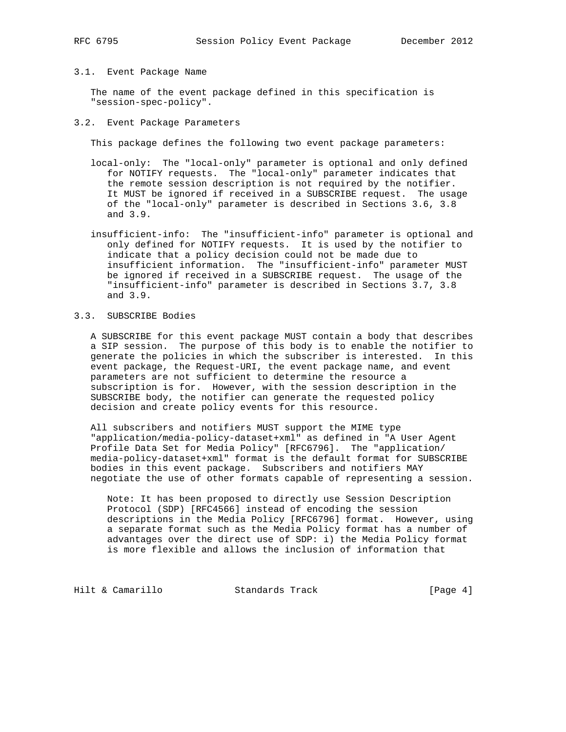### 3.1. Event Package Name

The name of the event package defined in this specification is "session-spec-policy".

### 3.2. Event Package Parameters

This package defines the following two event package parameters:

local-only: The "local-only" parameter is optional and only defined for NOTIFY requests. The "local-only" parameter indicates that the remote session description is not required by the notifier. It MUST be ignored if received in a SUBSCRIBE request. The usage of the "local-only" parameter is described in Sections 3.6, 3.8 and 3.9.

insufficient-info: The "insufficient-info" parameter is optional and only defined for NOTIFY requests. It is used by the notifier to indicate that a policy decision could not be made due to insufficient information. The "insufficient-info" parameter MUST be ignored if received in a SUBSCRIBE request. The usage of the "insufficient-info" parameter is described in Sections 3.7, 3.8 and 3.9.

### 3.3. SUBSCRIBE Bodies

A SUBSCRIBE for this event package MUST contain a body that describes a SIP session. The purpose of this body is to enable the notifier to generate the policies in which the subscriber is interested. In this event package, the Request-URI, the event package name, and event parameters are not sufficient to determine the resource a subscription is for. However, with the session description in the SUBSCRIBE body, the notifier can generate the requested policy decision and create policy events for this resource.

All subscribers and notifiers MUST support the MIME type "application/media-policy-dataset+xml" as defined in "A User Agent Profile Data Set for Media Policy" [RFC6796]. The "application/media-policy-dataset+xml" format is the default format for SUBSCRIBE bodies in this event package. Subscribers and notifiers MAY negotiate the use of other formats capable of representing a session.

> Note: It has been proposed to directly use Session Description Protocol (SDP) [RFC4566] instead of encoding the session descriptions in the Media Policy [RFC6796] format. However, using a separate format such as the Media Policy format has a number of advantages over the direct use of SDP: i) the Media Policy format is more flexible and allows the inclusion of information that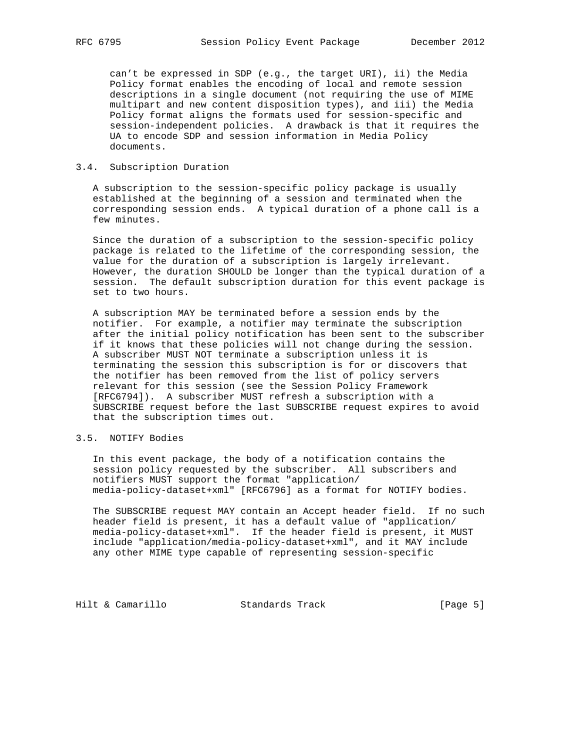can't be expressed in SDP (e.g., the target URI), ii) the Media Policy format enables the encoding of local and remote session descriptions in a single document (not requiring the use of MIME multipart and new content disposition types), and iii) the Media Policy format aligns the formats used for session-specific and session-independent policies. A drawback is that it requires the UA to encode SDP and session information in Media Policy documents.

### 3.4. Subscription Duration

A subscription to the session-specific policy package is usually established at the beginning of a session and terminated when the corresponding session ends. A typical duration of a phone call is a few minutes.

Since the duration of a subscription to the session-specific policy package is related to the lifetime of the corresponding session, the value for the duration of a subscription is largely irrelevant. However, the duration SHOULD be longer than the typical duration of a session. The default subscription duration for this event package is set to two hours.

A subscription MAY be terminated before a session ends by the notifier. For example, a notifier may terminate the subscription after the initial policy notification has been sent to the subscriber if it knows that these policies will not change during the session. A subscriber MUST NOT terminate a subscription unless it is terminating the session this subscription is for or discovers that the notifier has been removed from the list of policy servers relevant for this session (see the Session Policy Framework [RFC6794]). A subscriber MUST refresh a subscription with a SUBSCRIBE request before the last SUBSCRIBE request expires to avoid that the subscription times out.

### 3.5. NOTIFY Bodies

In this event package, the body of a notification contains the session policy requested by the subscriber. All subscribers and notifiers MUST support the format "application/media-policy-dataset+xml" [RFC6796] as a format for NOTIFY bodies.

The SUBSCRIBE request MAY contain an Accept header field. If no such header field is present, it has a default value of "application/media-policy-dataset+xml". If the header field is present, it MUST include "application/media-policy-dataset+xml", and it MAY include any other MIME type capable of representing session-specific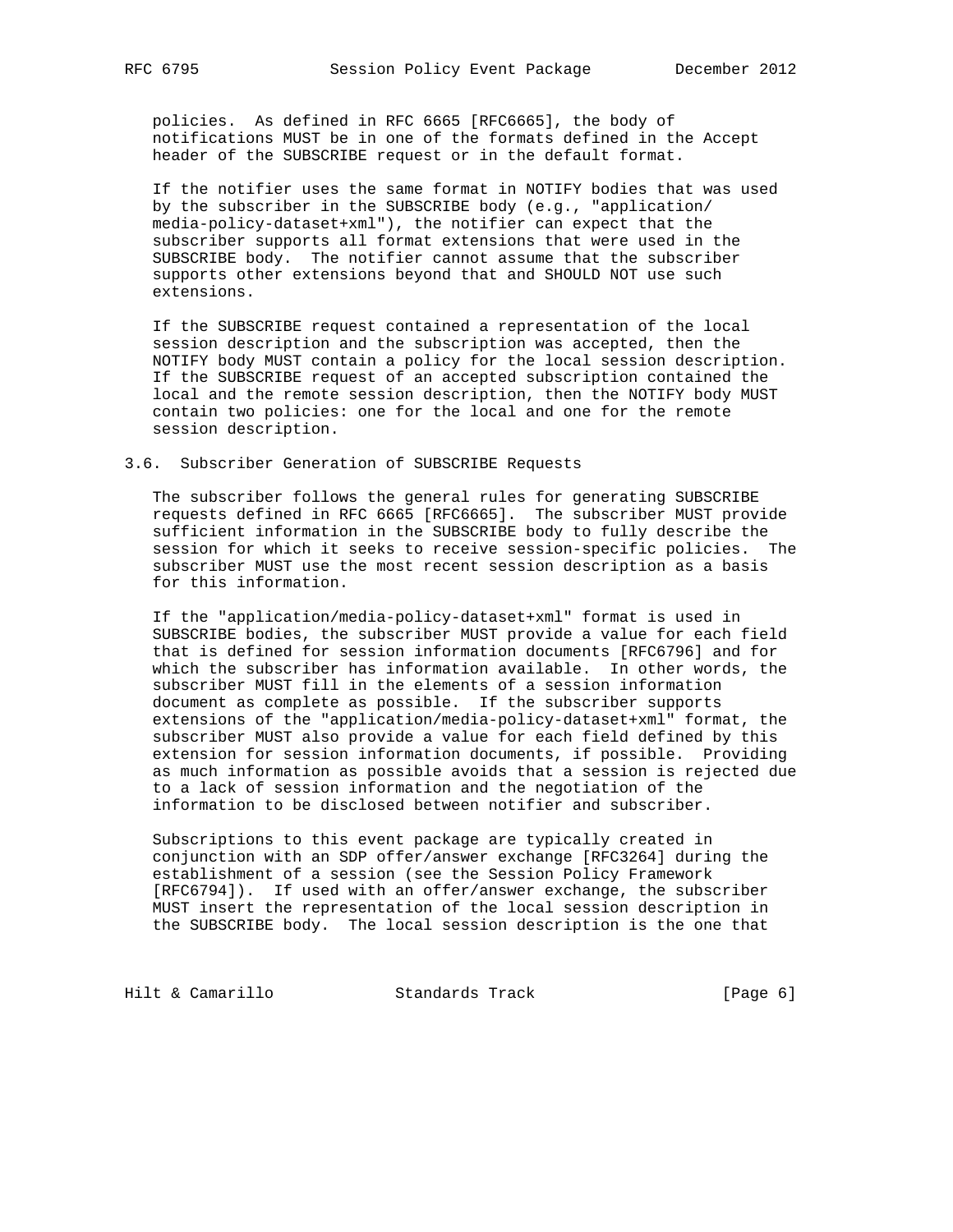policies. As defined in RFC 6665 [RFC6665], the body of notifications MUST be in one of the formats defined in the Accept header of the SUBSCRIBE request or in the default format.

If the notifier uses the same format in NOTIFY bodies that was used by the subscriber in the SUBSCRIBE body (e.g., "application/media-policy-dataset+xml"), the notifier can expect that the subscriber supports all format extensions that were used in the SUBSCRIBE body. The notifier cannot assume that the subscriber supports other extensions beyond that and SHOULD NOT use such extensions.

If the SUBSCRIBE request contained a representation of the local session description and the subscription was accepted, then the NOTIFY body MUST contain a policy for the local session description. If the SUBSCRIBE request of an accepted subscription contained the local and the remote session description, then the NOTIFY body MUST contain two policies: one for the local and one for the remote session description.

### 3.6. Subscriber Generation of SUBSCRIBE Requests

The subscriber follows the general rules for generating SUBSCRIBE requests defined in RFC 6665 [RFC6665]. The subscriber MUST provide sufficient information in the SUBSCRIBE body to fully describe the session for which it seeks to receive session-specific policies. The subscriber MUST use the most recent session description as a basis for this information.

If the "application/media-policy-dataset+xml" format is used in SUBSCRIBE bodies, the subscriber MUST provide a value for each field that is defined for session information documents [RFC6796] and for which the subscriber has information available. In other words, the subscriber MUST fill in the elements of a session information document as complete as possible. If the subscriber supports extensions of the "application/media-policy-dataset+xml" format, the subscriber MUST also provide a value for each field defined by this extension for session information documents, if possible. Providing as much information as possible avoids that a session is rejected due to a lack of session information and the negotiation of the information to be disclosed between notifier and subscriber.

Subscriptions to this event package are typically created in conjunction with an SDP offer/answer exchange [RFC3264] during the establishment of a session (see the Session Policy Framework [RFC6794]). If used with an offer/answer exchange, the subscriber MUST insert the representation of the local session description in the SUBSCRIBE body. The local session description is the one that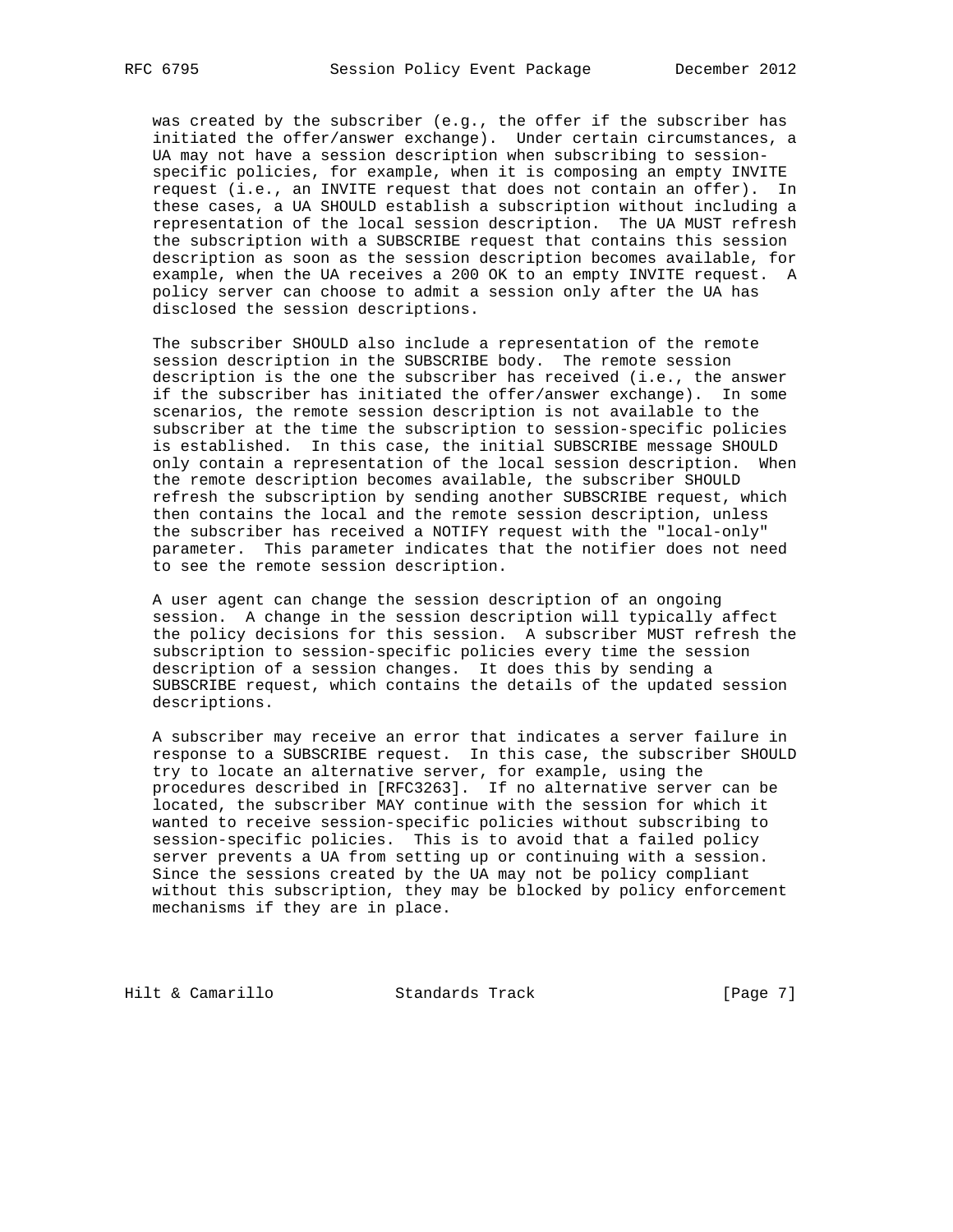was created by the subscriber (e.g., the offer if the subscriber has initiated the offer/answer exchange). Under certain circumstances, a UA may not have a session description when subscribing to session-specific policies, for example, when it is composing an empty INVITE request (i.e., an INVITE request that does not contain an offer). In these cases, a UA SHOULD establish a subscription without including a representation of the local session description. The UA MUST refresh the subscription with a SUBSCRIBE request that contains this session description as soon as the session description becomes available, for example, when the UA receives a 200 OK to an empty INVITE request. A policy server can choose to admit a session only after the UA has disclosed the session descriptions.

The subscriber SHOULD also include a representation of the remote session description in the SUBSCRIBE body. The remote session description is the one the subscriber has received (i.e., the answer if the subscriber has initiated the offer/answer exchange). In some scenarios, the remote session description is not available to the subscriber at the time the subscription to session-specific policies is established. In this case, the initial SUBSCRIBE message SHOULD only contain a representation of the local session description. When the remote description becomes available, the subscriber SHOULD refresh the subscription by sending another SUBSCRIBE request, which then contains the local and the remote session description, unless the subscriber has received a NOTIFY request with the "local-only" parameter. This parameter indicates that the notifier does not need to see the remote session description.

A user agent can change the session description of an ongoing session. A change in the session description will typically affect the policy decisions for this session. A subscriber MUST refresh the subscription to session-specific policies every time the session description of a session changes. It does this by sending a SUBSCRIBE request, which contains the details of the updated session descriptions.

A subscriber may receive an error that indicates a server failure in response to a SUBSCRIBE request. In this case, the subscriber SHOULD try to locate an alternative server, for example, using the procedures described in [RFC3263]. If no alternative server can be located, the subscriber MAY continue with the session for which it wanted to receive session-specific policies without subscribing to session-specific policies. This is to avoid that a failed policy server prevents a UA from setting up or continuing with a session. Since the sessions created by the UA may not be policy compliant without this subscription, they may be blocked by policy enforcement mechanisms if they are in place.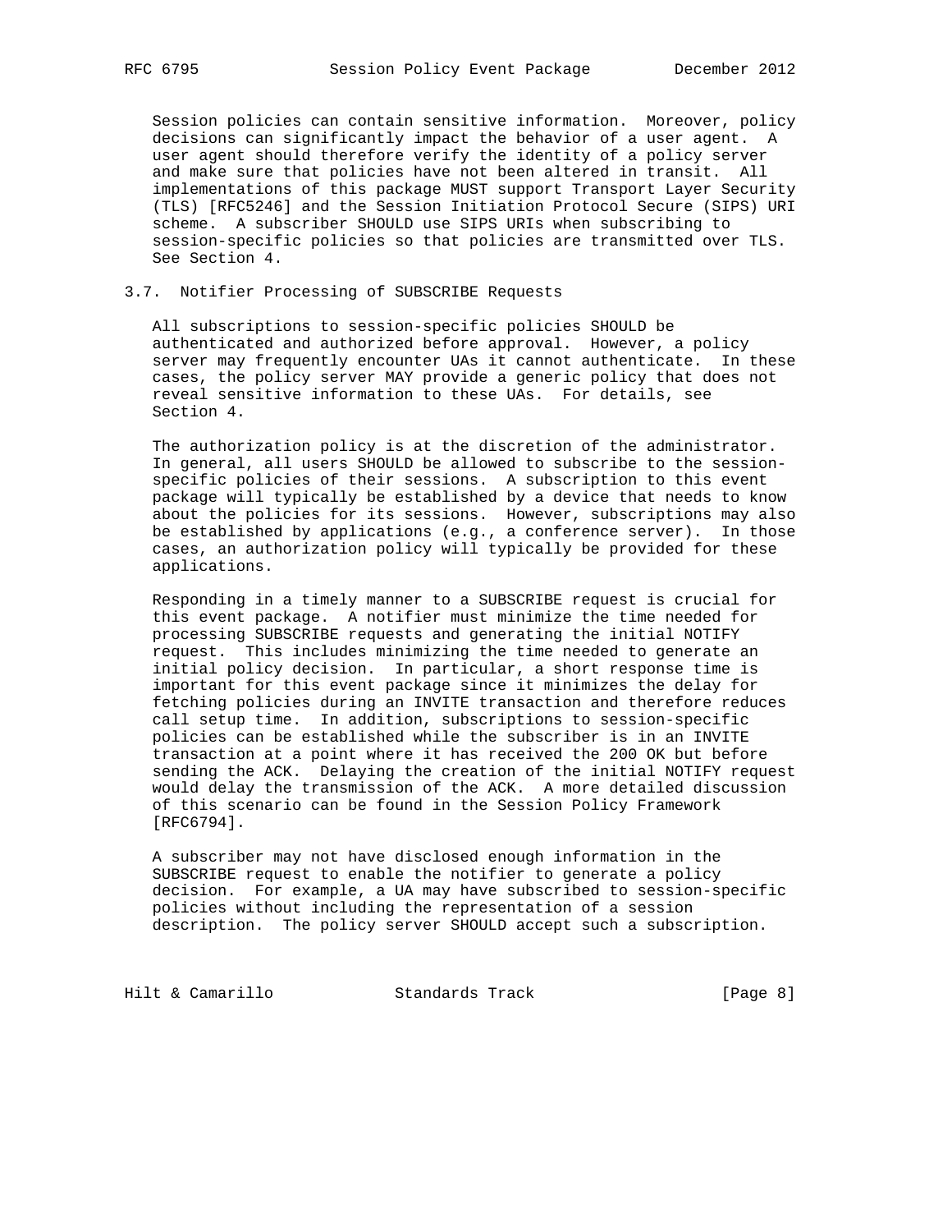Session policies can contain sensitive information. Moreover, policy decisions can significantly impact the behavior of a user agent. A user agent should therefore verify the identity of a policy server and make sure that policies have not been altered in transit. All implementations of this package MUST support Transport Layer Security (TLS) [RFC5246] and the Session Initiation Protocol Secure (SIPS) URI scheme. A subscriber SHOULD use SIPS URIs when subscribing to session-specific policies so that policies are transmitted over TLS. See Section 4.

### 3.7. Notifier Processing of SUBSCRIBE Requests

All subscriptions to session-specific policies SHOULD be authenticated and authorized before approval. However, a policy server may frequently encounter UAs it cannot authenticate. In these cases, the policy server MAY provide a generic policy that does not reveal sensitive information to these UAs. For details, see Section 4.

The authorization policy is at the discretion of the administrator. In general, all users SHOULD be allowed to subscribe to the session-specific policies of their sessions. A subscription to this event package will typically be established by a device that needs to know about the policies for its sessions. However, subscriptions may also be established by applications (e.g., a conference server). In those cases, an authorization policy will typically be provided for these applications.

Responding in a timely manner to a SUBSCRIBE request is crucial for this event package. A notifier must minimize the time needed for processing SUBSCRIBE requests and generating the initial NOTIFY request. This includes minimizing the time needed to generate an initial policy decision. In particular, a short response time is important for this event package since it minimizes the delay for fetching policies during an INVITE transaction and therefore reduces call setup time. In addition, subscriptions to session-specific policies can be established while the subscriber is in an INVITE transaction at a point where it has received the 200 OK but before sending the ACK. Delaying the creation of the initial NOTIFY request would delay the transmission of the ACK. A more detailed discussion of this scenario can be found in the Session Policy Framework [RFC6794].

A subscriber may not have disclosed enough information in the SUBSCRIBE request to enable the notifier to generate a policy decision. For example, a UA may have subscribed to session-specific policies without including the representation of a session description. The policy server SHOULD accept such a subscription.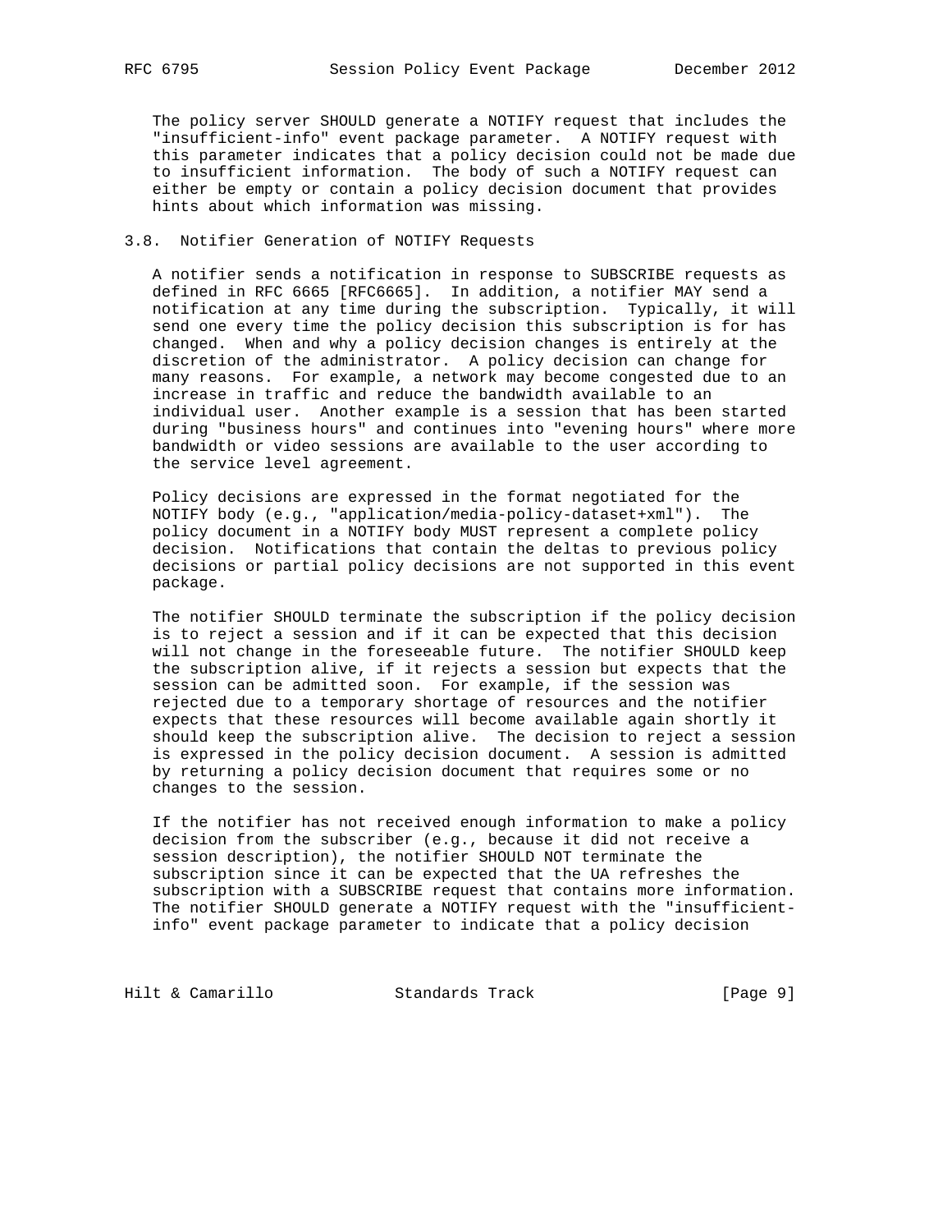The policy server SHOULD generate a NOTIFY request that includes the "insufficient-info" event package parameter. A NOTIFY request with this parameter indicates that a policy decision could not be made due to insufficient information. The body of such a NOTIFY request can either be empty or contain a policy decision document that provides hints about which information was missing.

### 3.8. Notifier Generation of NOTIFY Requests

A notifier sends a notification in response to SUBSCRIBE requests as defined in RFC 6665 [RFC6665]. In addition, a notifier MAY send a notification at any time during the subscription. Typically, it will send one every time the policy decision this subscription is for has changed. When and why a policy decision changes is entirely at the discretion of the administrator. A policy decision can change for many reasons. For example, a network may become congested due to an increase in traffic and reduce the bandwidth available to an individual user. Another example is a session that has been started during "business hours" and continues into "evening hours" where more bandwidth or video sessions are available to the user according to the service level agreement.

Policy decisions are expressed in the format negotiated for the NOTIFY body (e.g., "application/media-policy-dataset+xml"). The policy document in a NOTIFY body MUST represent a complete policy decision. Notifications that contain the deltas to previous policy decisions or partial policy decisions are not supported in this event package.

The notifier SHOULD terminate the subscription if the policy decision is to reject a session and if it can be expected that this decision will not change in the foreseeable future. The notifier SHOULD keep the subscription alive, if it rejects a session but expects that the session can be admitted soon. For example, if the session was rejected due to a temporary shortage of resources and the notifier expects that these resources will become available again shortly it should keep the subscription alive. The decision to reject a session is expressed in the policy decision document. A session is admitted by returning a policy decision document that requires some or no changes to the session.

If the notifier has not received enough information to make a policy decision from the subscriber (e.g., because it did not receive a session description), the notifier SHOULD NOT terminate the subscription since it can be expected that the UA refreshes the subscription with a SUBSCRIBE request that contains more information. The notifier SHOULD generate a NOTIFY request with the "insufficient-info" event package parameter to indicate that a policy decision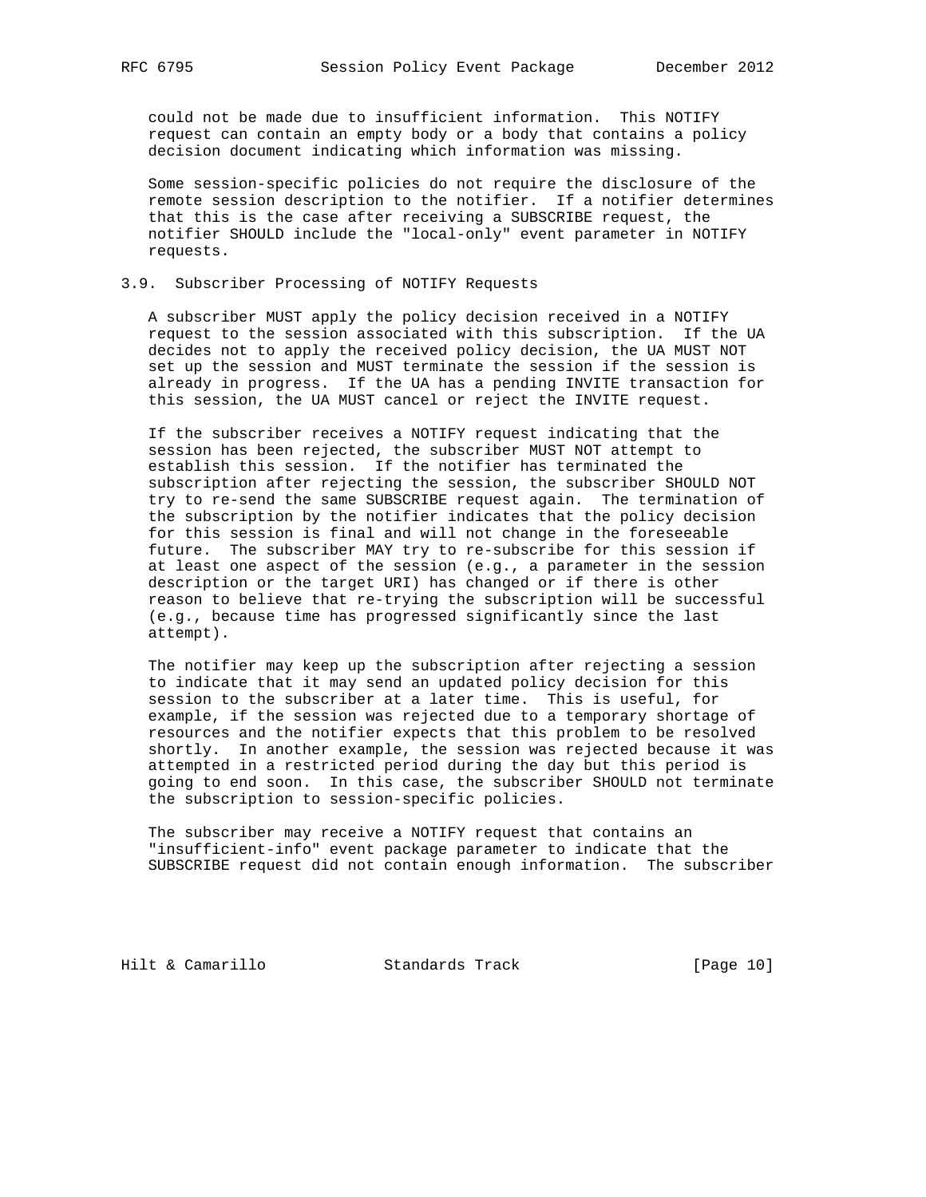could not be made due to insufficient information. This NOTIFY request can contain an empty body or a body that contains a policy decision document indicating which information was missing.

Some session-specific policies do not require the disclosure of the remote session description to the notifier. If a notifier determines that this is the case after receiving a SUBSCRIBE request, the notifier SHOULD include the "local-only" event parameter in NOTIFY requests.

### 3.9. Subscriber Processing of NOTIFY Requests

A subscriber MUST apply the policy decision received in a NOTIFY request to the session associated with this subscription. If the UA decides not to apply the received policy decision, the UA MUST NOT set up the session and MUST terminate the session if the session is already in progress. If the UA has a pending INVITE transaction for this session, the UA MUST cancel or reject the INVITE request.

If the subscriber receives a NOTIFY request indicating that the session has been rejected, the subscriber MUST NOT attempt to establish this session. If the notifier has terminated the subscription after rejecting the session, the subscriber SHOULD NOT try to re-send the same SUBSCRIBE request again. The termination of the subscription by the notifier indicates that the policy decision for this session is final and will not change in the foreseeable future. The subscriber MAY try to re-subscribe for this session if at least one aspect of the session (e.g., a parameter in the session description or the target URI) has changed or if there is other reason to believe that re-trying the subscription will be successful (e.g., because time has progressed significantly since the last attempt).

The notifier may keep up the subscription after rejecting a session to indicate that it may send an updated policy decision for this session to the subscriber at a later time. This is useful, for example, if the session was rejected due to a temporary shortage of resources and the notifier expects that this problem to be resolved shortly. In another example, the session was rejected because it was attempted in a restricted period during the day but this period is going to end soon. In this case, the subscriber SHOULD not terminate the subscription to session-specific policies.

The subscriber may receive a NOTIFY request that contains an "insufficient-info" event package parameter to indicate that the SUBSCRIBE request did not contain enough information. The subscriber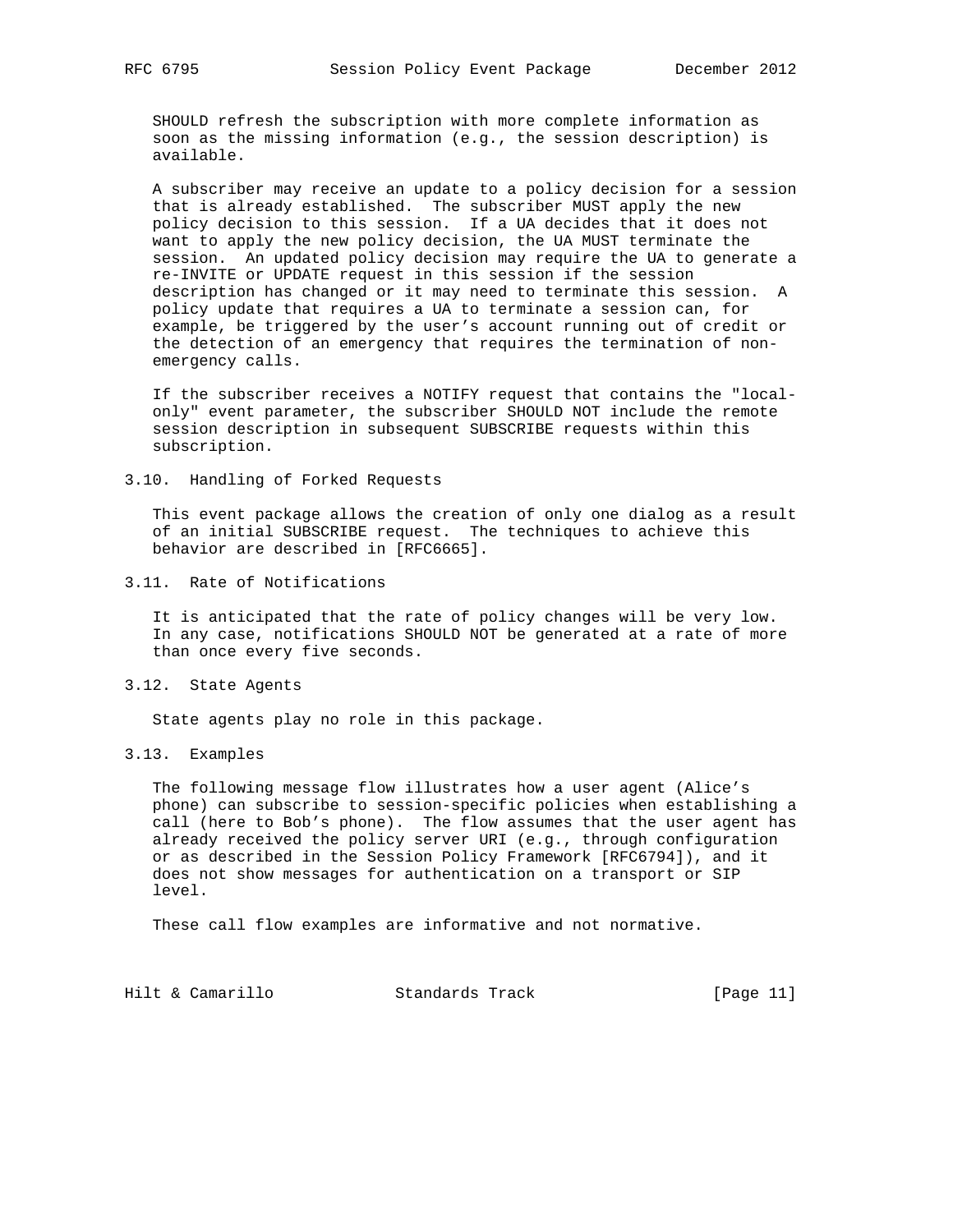SHOULD refresh the subscription with more complete information as soon as the missing information (e.g., the session description) is available.

A subscriber may receive an update to a policy decision for a session that is already established. The subscriber MUST apply the new policy decision to this session. If a UA decides that it does not want to apply the new policy decision, the UA MUST terminate the session. An updated policy decision may require the UA to generate a re-INVITE or UPDATE request in this session if the session description has changed or it may need to terminate this session. A policy update that requires a UA to terminate a session can, for example, be triggered by the user's account running out of credit or the detection of an emergency that requires the termination of non-emergency calls.

If the subscriber receives a NOTIFY request that contains the "local-only" event parameter, the subscriber SHOULD NOT include the remote session description in subsequent SUBSCRIBE requests within this subscription.

### 3.10. Handling of Forked Requests

This event package allows the creation of only one dialog as a result of an initial SUBSCRIBE request. The techniques to achieve this behavior are described in [RFC6665].

### 3.11. Rate of Notifications

It is anticipated that the rate of policy changes will be very low. In any case, notifications SHOULD NOT be generated at a rate of more than once every five seconds.

### 3.12. State Agents

State agents play no role in this package.

### 3.13. Examples

The following message flow illustrates how a user agent (Alice's phone) can subscribe to session-specific policies when establishing a call (here to Bob's phone). The flow assumes that the user agent has already received the policy server URI (e.g., through configuration or as described in the Session Policy Framework [RFC6794]), and it does not show messages for authentication on a transport or SIP level.

These call flow examples are informative and not normative.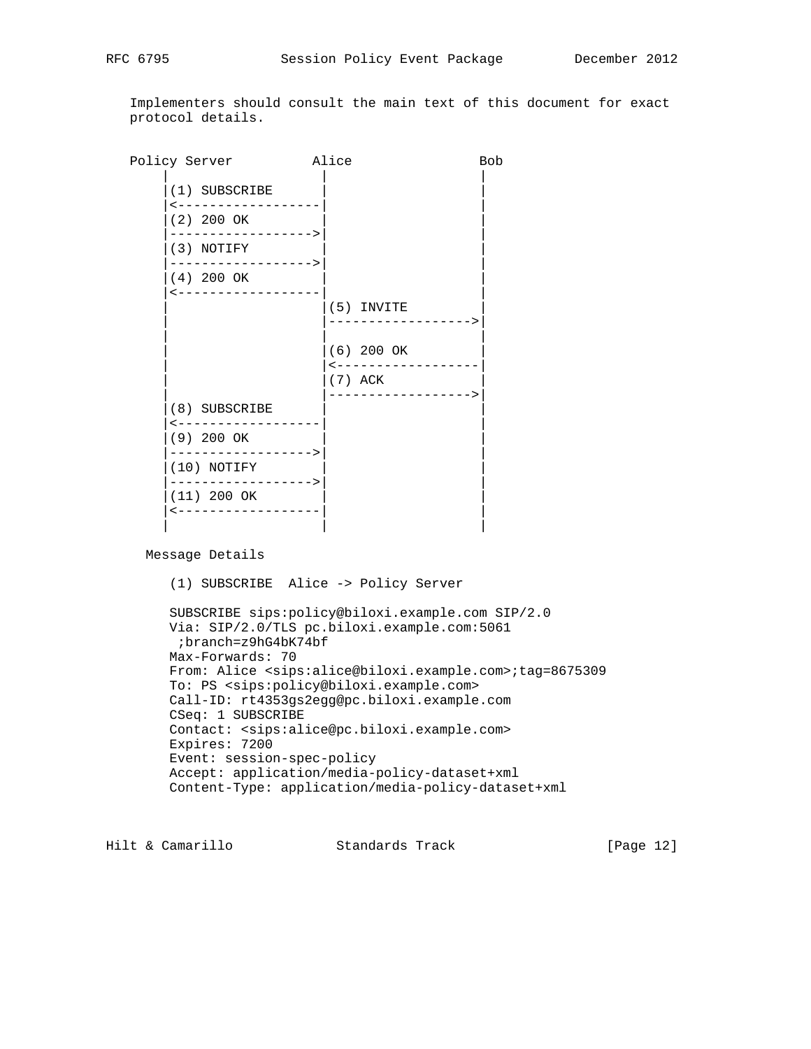Implementers should consult the main text of this document for exact protocol details.

```
Policy Server          Alice                Bob
      |                   |                  |
      |(1) SUBSCRIBE      |                  |
      |<------------------|                  |
      |(2) 200 OK         |                  |
      |------------------>|                  |
      |(3) NOTIFY         |                  |
      |------------------>|                  |
      |(4) 200 OK         |                  |
      |<------------------|                  |
      |                   |(5) INVITE        |
      |                   |----------------->|
      |                   |                  |
      |                   |(6) 200 OK        |
      |                   |<-----------------|
      |                   |(7) ACK           |
      |                   |----------------->|
      |(8) SUBSCRIBE      |                  |
      |<------------------|                  |
      |(9) 200 OK         |                  |
      |------------------>|                  |
      |(10) NOTIFY        |                  |
      |------------------>|                  |
      |(11) 200 OK        |                  |
      |<------------------|                  |
      |                   |                  |
```

Message Details

(1) SUBSCRIBE  Alice -> Policy Server

```
SUBSCRIBE sips:policy@biloxi.example.com SIP/2.0
Via: SIP/2.0/TLS pc.biloxi.example.com:5061
 ;branch=z9hG4bK74bf
Max-Forwards: 70
From: Alice <sips:alice@biloxi.example.com>;tag=8675309
To: PS <sips:policy@biloxi.example.com>
Call-ID: rt4353gs2egg@pc.biloxi.example.com
CSeq: 1 SUBSCRIBE
Contact: <sips:alice@pc.biloxi.example.com>
Expires: 7200
Event: session-spec-policy
Accept: application/media-policy-dataset+xml
Content-Type: application/media-policy-dataset+xml
```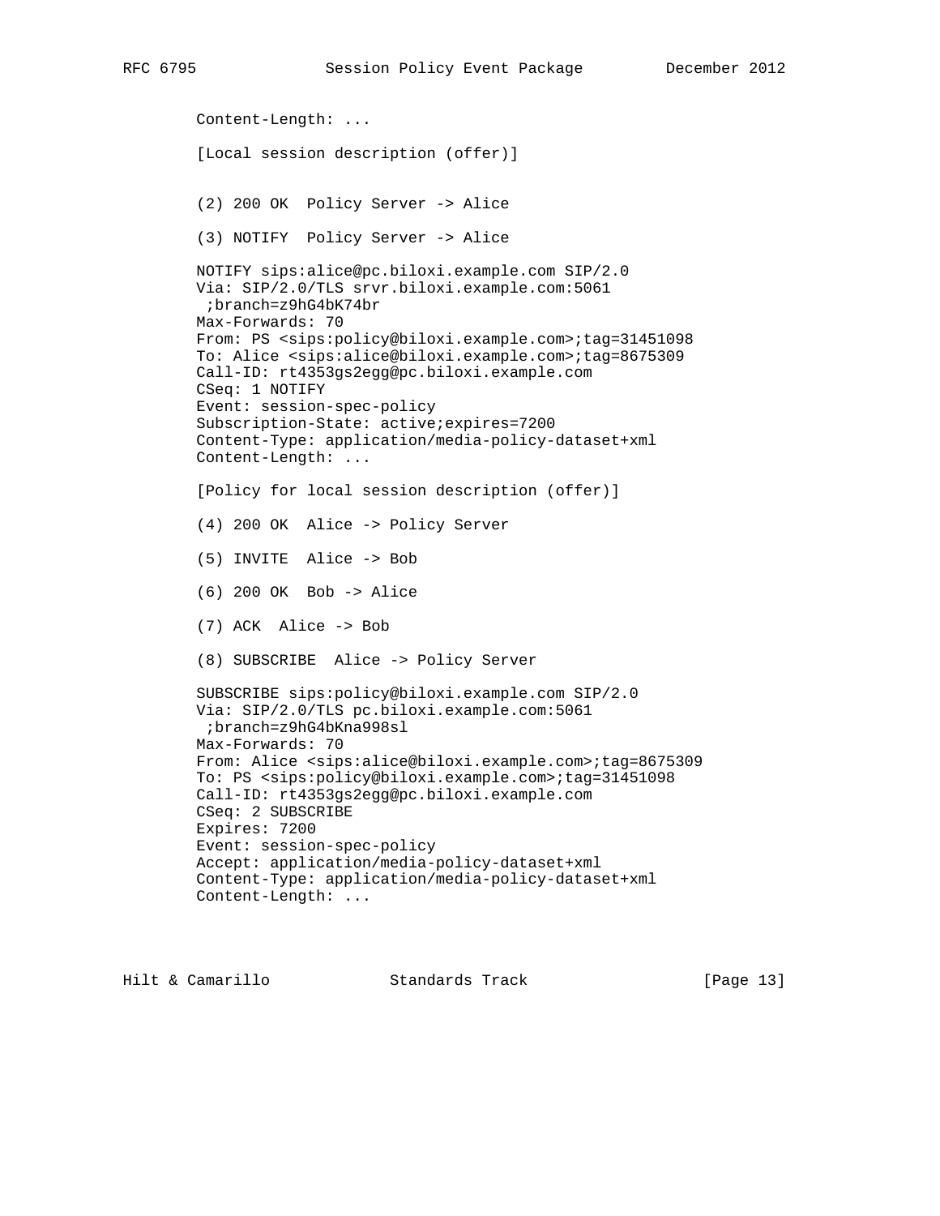```
Content-Length: ...

[Local session description (offer)]


(2) 200 OK  Policy Server -> Alice

(3) NOTIFY  Policy Server -> Alice

NOTIFY sips:alice@pc.biloxi.example.com SIP/2.0
Via: SIP/2.0/TLS srvr.biloxi.example.com:5061
 ;branch=z9hG4bK74br
Max-Forwards: 70
From: PS <sips:policy@biloxi.example.com>;tag=31451098
To: Alice <sips:alice@biloxi.example.com>;tag=8675309
Call-ID: rt4353gs2egg@pc.biloxi.example.com
CSeq: 1 NOTIFY
Event: session-spec-policy
Subscription-State: active;expires=7200
Content-Type: application/media-policy-dataset+xml
Content-Length: ...

[Policy for local session description (offer)]

(4) 200 OK  Alice -> Policy Server

(5) INVITE  Alice -> Bob

(6) 200 OK  Bob -> Alice

(7) ACK  Alice -> Bob

(8) SUBSCRIBE  Alice -> Policy Server

SUBSCRIBE sips:policy@biloxi.example.com SIP/2.0
Via: SIP/2.0/TLS pc.biloxi.example.com:5061
 ;branch=z9hG4bKna998sl
Max-Forwards: 70
From: Alice <sips:alice@biloxi.example.com>;tag=8675309
To: PS <sips:policy@biloxi.example.com>;tag=31451098
Call-ID: rt4353gs2egg@pc.biloxi.example.com
CSeq: 2 SUBSCRIBE
Expires: 7200
Event: session-spec-policy
Accept: application/media-policy-dataset+xml
Content-Type: application/media-policy-dataset+xml
Content-Length: ...
```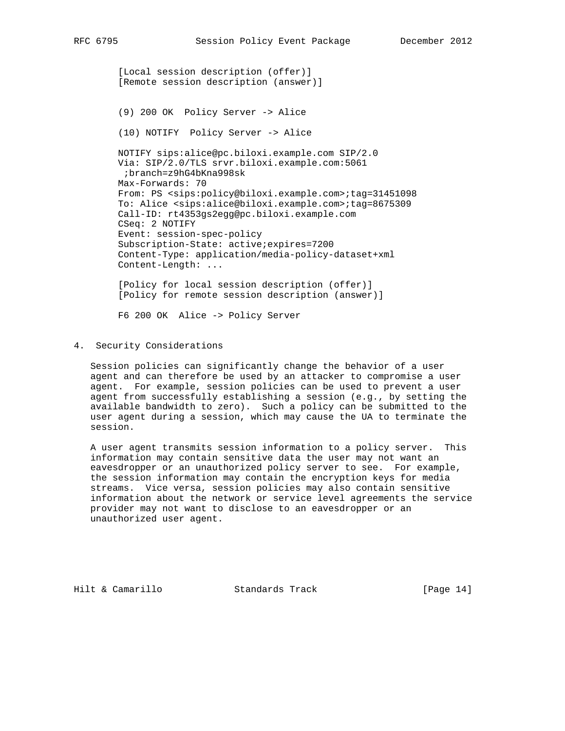```
[Local session description (offer)]
[Remote session description (answer)]


(9) 200 OK  Policy Server -> Alice

(10) NOTIFY  Policy Server -> Alice

NOTIFY sips:alice@pc.biloxi.example.com SIP/2.0
Via: SIP/2.0/TLS srvr.biloxi.example.com:5061
 ;branch=z9hG4bKna998sk
Max-Forwards: 70
From: PS <sips:policy@biloxi.example.com>;tag=31451098
To: Alice <sips:alice@biloxi.example.com>;tag=8675309
Call-ID: rt4353gs2egg@pc.biloxi.example.com
CSeq: 2 NOTIFY
Event: session-spec-policy
Subscription-State: active;expires=7200
Content-Type: application/media-policy-dataset+xml
Content-Length: ...

[Policy for local session description (offer)]
[Policy for remote session description (answer)]

F6 200 OK  Alice -> Policy Server
```

## 4. Security Considerations

Session policies can significantly change the behavior of a user agent and can therefore be used by an attacker to compromise a user agent. For example, session policies can be used to prevent a user agent from successfully establishing a session (e.g., by setting the available bandwidth to zero). Such a policy can be submitted to the user agent during a session, which may cause the UA to terminate the session.

A user agent transmits session information to a policy server. This information may contain sensitive data the user may not want an eavesdropper or an unauthorized policy server to see. For example, the session information may contain the encryption keys for media streams. Vice versa, session policies may also contain sensitive information about the network or service level agreements the service provider may not want to disclose to an eavesdropper or an unauthorized user agent.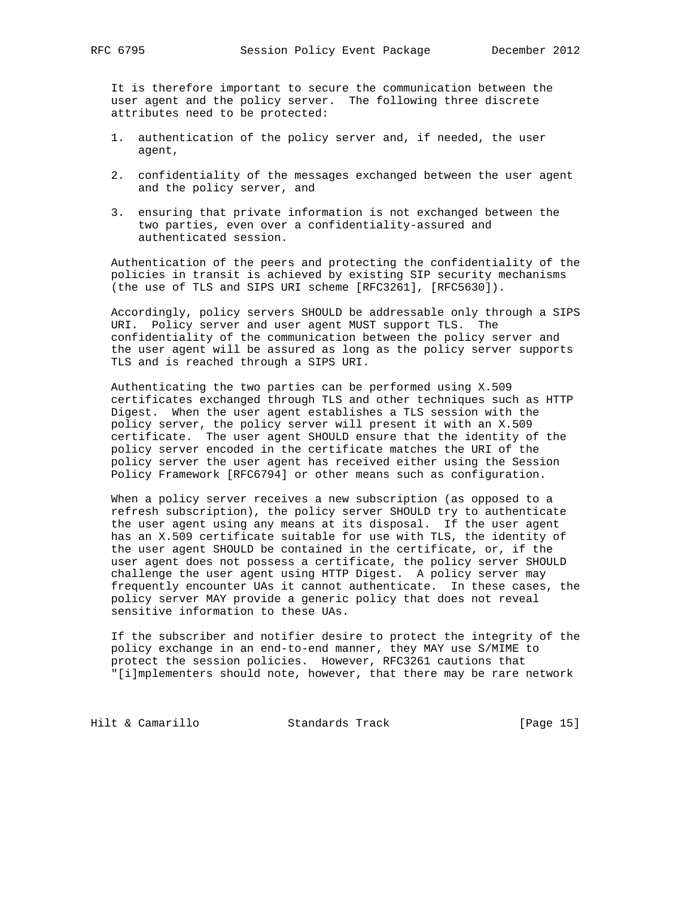It is therefore important to secure the communication between the user agent and the policy server. The following three discrete attributes need to be protected:

1. authentication of the policy server and, if needed, the user agent,

2. confidentiality of the messages exchanged between the user agent and the policy server, and

3. ensuring that private information is not exchanged between the two parties, even over a confidentiality-assured and authenticated session.

Authentication of the peers and protecting the confidentiality of the policies in transit is achieved by existing SIP security mechanisms (the use of TLS and SIPS URI scheme [RFC3261], [RFC5630]).

Accordingly, policy servers SHOULD be addressable only through a SIPS URI. Policy server and user agent MUST support TLS. The confidentiality of the communication between the policy server and the user agent will be assured as long as the policy server supports TLS and is reached through a SIPS URI.

Authenticating the two parties can be performed using X.509 certificates exchanged through TLS and other techniques such as HTTP Digest. When the user agent establishes a TLS session with the policy server, the policy server will present it with an X.509 certificate. The user agent SHOULD ensure that the identity of the policy server encoded in the certificate matches the URI of the policy server the user agent has received either using the Session Policy Framework [RFC6794] or other means such as configuration.

When a policy server receives a new subscription (as opposed to a refresh subscription), the policy server SHOULD try to authenticate the user agent using any means at its disposal. If the user agent has an X.509 certificate suitable for use with TLS, the identity of the user agent SHOULD be contained in the certificate, or, if the user agent does not possess a certificate, the policy server SHOULD challenge the user agent using HTTP Digest. A policy server may frequently encounter UAs it cannot authenticate. In these cases, the policy server MAY provide a generic policy that does not reveal sensitive information to these UAs.

If the subscriber and notifier desire to protect the integrity of the policy exchange in an end-to-end manner, they MAY use S/MIME to protect the session policies. However, RFC3261 cautions that "[i]mplementers should note, however, that there may be rare network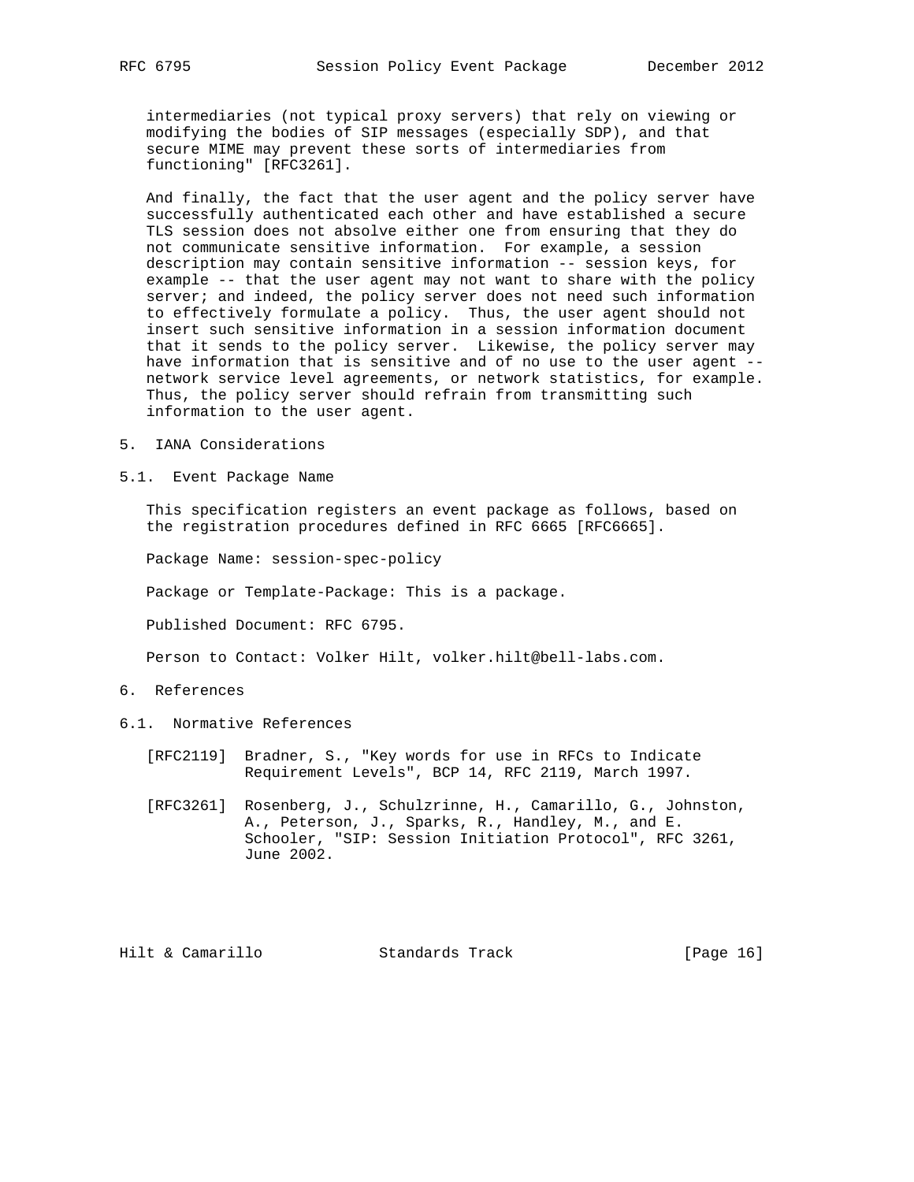intermediaries (not typical proxy servers) that rely on viewing or modifying the bodies of SIP messages (especially SDP), and that secure MIME may prevent these sorts of intermediaries from functioning" [RFC3261].

And finally, the fact that the user agent and the policy server have successfully authenticated each other and have established a secure TLS session does not absolve either one from ensuring that they do not communicate sensitive information. For example, a session description may contain sensitive information -- session keys, for example -- that the user agent may not want to share with the policy server; and indeed, the policy server does not need such information to effectively formulate a policy. Thus, the user agent should not insert such sensitive information in a session information document that it sends to the policy server. Likewise, the policy server may have information that is sensitive and of no use to the user agent -- network service level agreements, or network statistics, for example. Thus, the policy server should refrain from transmitting such information to the user agent.

## 5. IANA Considerations

### 5.1. Event Package Name

This specification registers an event package as follows, based on the registration procedures defined in RFC 6665 [RFC6665].

Package Name: session-spec-policy

Package or Template-Package: This is a package.

Published Document: RFC 6795.

Person to Contact: Volker Hilt, volker.hilt@bell-labs.com.

## 6. References

### 6.1. Normative References

[RFC2119] Bradner, S., "Key words for use in RFCs to Indicate Requirement Levels", BCP 14, RFC 2119, March 1997.

[RFC3261] Rosenberg, J., Schulzrinne, H., Camarillo, G., Johnston, A., Peterson, J., Sparks, R., Handley, M., and E. Schooler, "SIP: Session Initiation Protocol", RFC 3261, June 2002.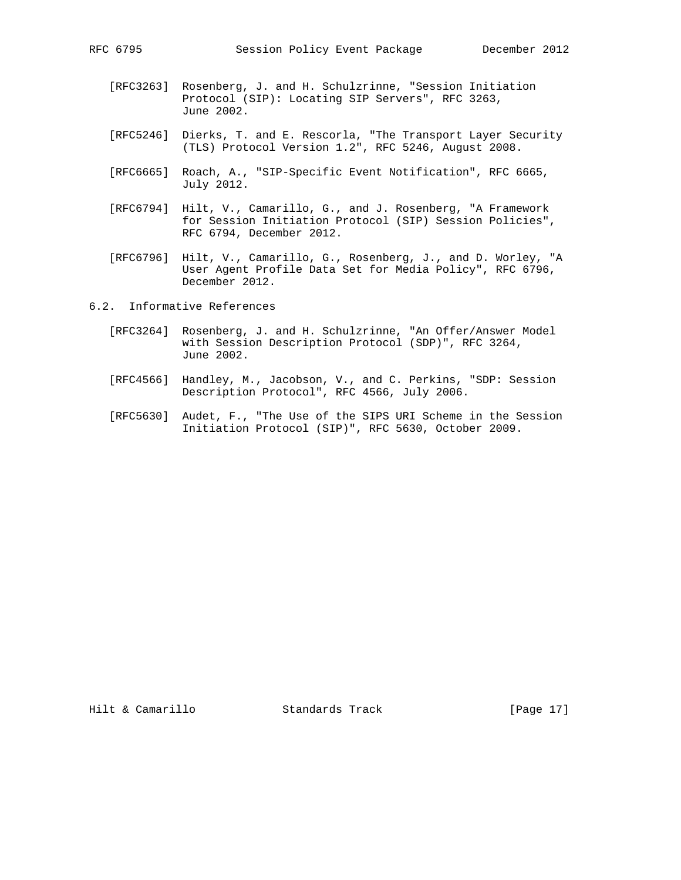[RFC3263] Rosenberg, J. and H. Schulzrinne, "Session Initiation Protocol (SIP): Locating SIP Servers", RFC 3263, June 2002.

[RFC5246] Dierks, T. and E. Rescorla, "The Transport Layer Security (TLS) Protocol Version 1.2", RFC 5246, August 2008.

[RFC6665] Roach, A., "SIP-Specific Event Notification", RFC 6665, July 2012.

[RFC6794] Hilt, V., Camarillo, G., and J. Rosenberg, "A Framework for Session Initiation Protocol (SIP) Session Policies", RFC 6794, December 2012.

[RFC6796] Hilt, V., Camarillo, G., Rosenberg, J., and D. Worley, "A User Agent Profile Data Set for Media Policy", RFC 6796, December 2012.

### 6.2. Informative References

[RFC3264] Rosenberg, J. and H. Schulzrinne, "An Offer/Answer Model with Session Description Protocol (SDP)", RFC 3264, June 2002.

[RFC4566] Handley, M., Jacobson, V., and C. Perkins, "SDP: Session Description Protocol", RFC 4566, July 2006.

[RFC5630] Audet, F., "The Use of the SIPS URI Scheme in the Session Initiation Protocol (SIP)", RFC 5630, October 2009.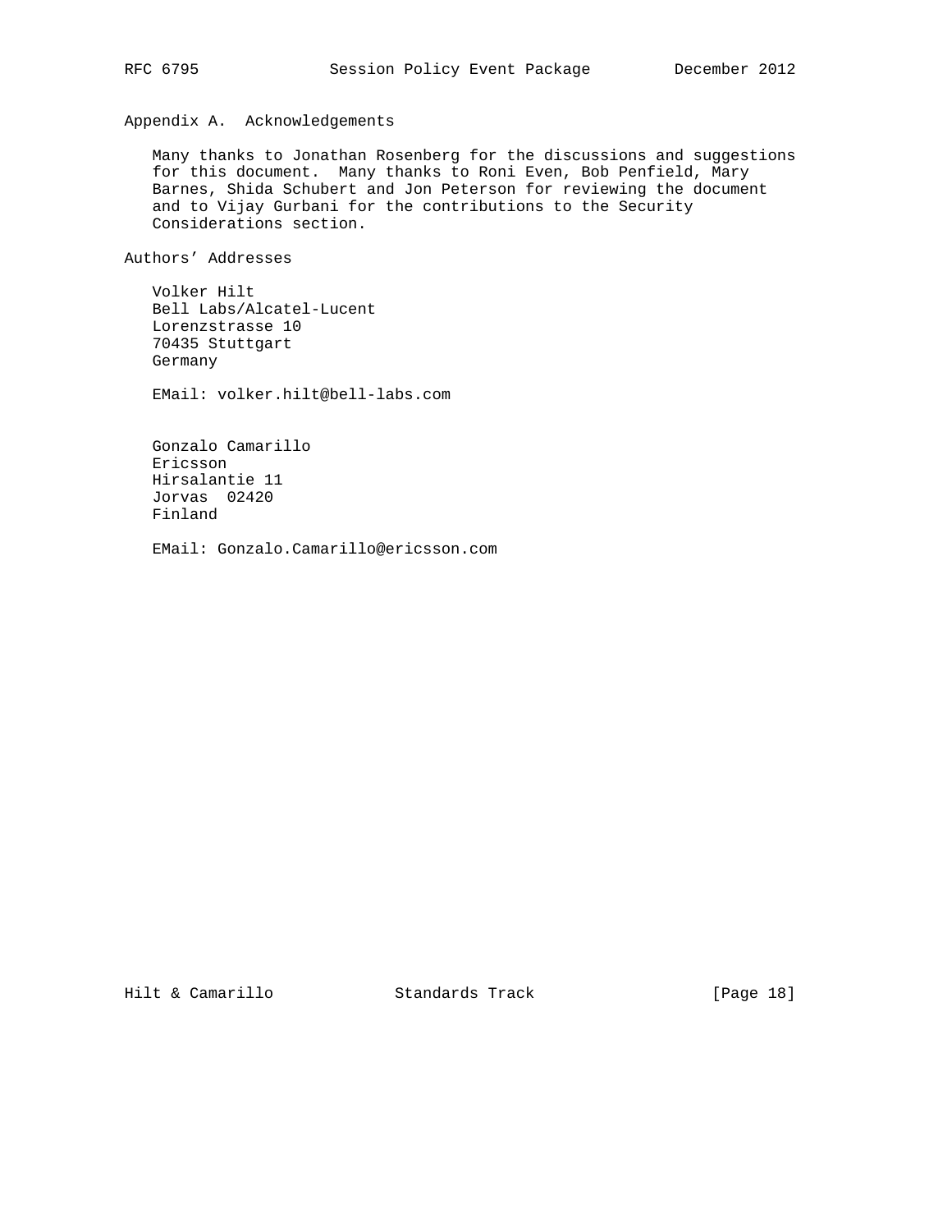## Appendix A. Acknowledgements

Many thanks to Jonathan Rosenberg for the discussions and suggestions for this document. Many thanks to Roni Even, Bob Penfield, Mary Barnes, Shida Schubert and Jon Peterson for reviewing the document and to Vijay Gurbani for the contributions to the Security Considerations section.

## Authors' Addresses

Volker Hilt
Bell Labs/Alcatel-Lucent
Lorenzstrasse 10
70435 Stuttgart
Germany

EMail: volker.hilt@bell-labs.com

Gonzalo Camarillo
Ericsson
Hirsalantie 11
Jorvas 02420
Finland

EMail: Gonzalo.Camarillo@ericsson.com